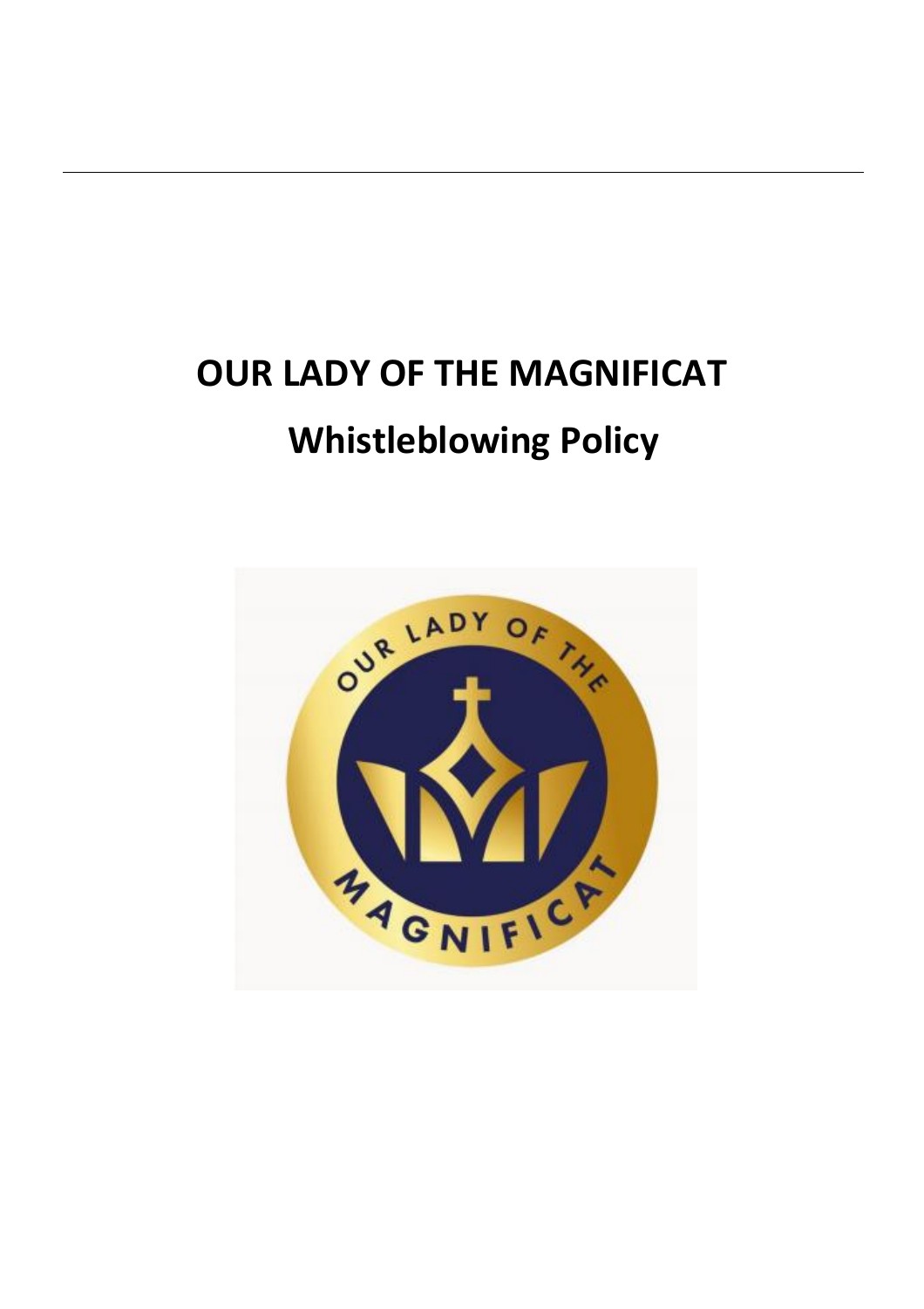# OUR LADY OF THE MAGNIFICAT

## Whistleblowing Policy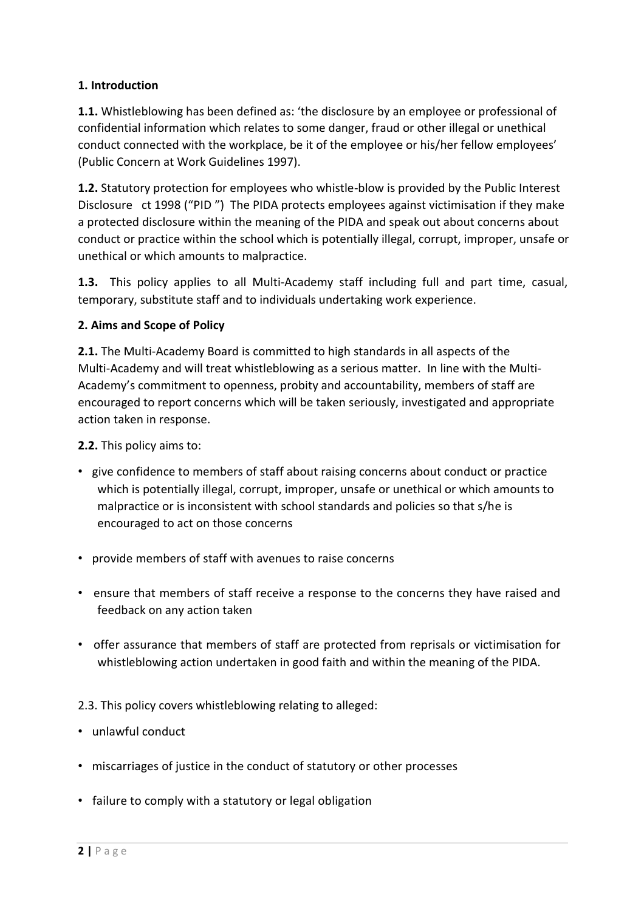**1. Introduction**

**1.1.** Whistleblowing has been defined as: 'the disclosure by an employee or professional of confidential information which relates to some danger, fraud or other illegal or unethical conduct connected with the workplace, be it of the employee or his/her fellow employees' (Public Concern at Work Guidelines 1997).

**1.2.** Statutory protection for employees who whistle-blow is provided by the Public Interest Disclosure ct 1998 ("PID ") The PIDA protects employees against victimisation if they make a protected disclosure within the meaning of the PIDA and speak out about concerns about conduct or practice within the school which is potentially illegal, corrupt, improper, unsafe or unethical or which amounts to malpractice.

**1.3.** This policy applies to all Multi-Academy staff including full and part time, casual, temporary, substitute staff and to individuals undertaking work experience.

**2. Aims and Scope of Policy**

**2.1.** The Multi-Academy Board is committed to high standards in all aspects of the Multi-Academy and will treat whistleblowing as a serious matter. In line with the Multi-Academy's commitment to openness, probity and accountability, members of staff are encouraged to report concerns which will be taken seriously, investigated and appropriate action taken in response.

**2.2.** This policy aims to:

- give confidence to members of staff about raising concerns about conduct or practice which is potentially illegal, corrupt, improper, unsafe or unethical or which amounts to malpractice or is inconsistent with school standards and policies so that s/he is encouraged to act on those concerns
- provide members of staff with avenues to raise concerns
- ensure that members of staff receive a response to the concerns they have raised and feedback on any action taken
- offer assurance that members of staff are protected from reprisals or victimisation for whistleblowing action undertaken in good faith and within the meaning of the PIDA.

2.3. This policy covers whistleblowing relating to alleged:

- unlawful conduct
- miscarriages of justice in the conduct of statutory or other processes
- failure to comply with a statutory or legal obligation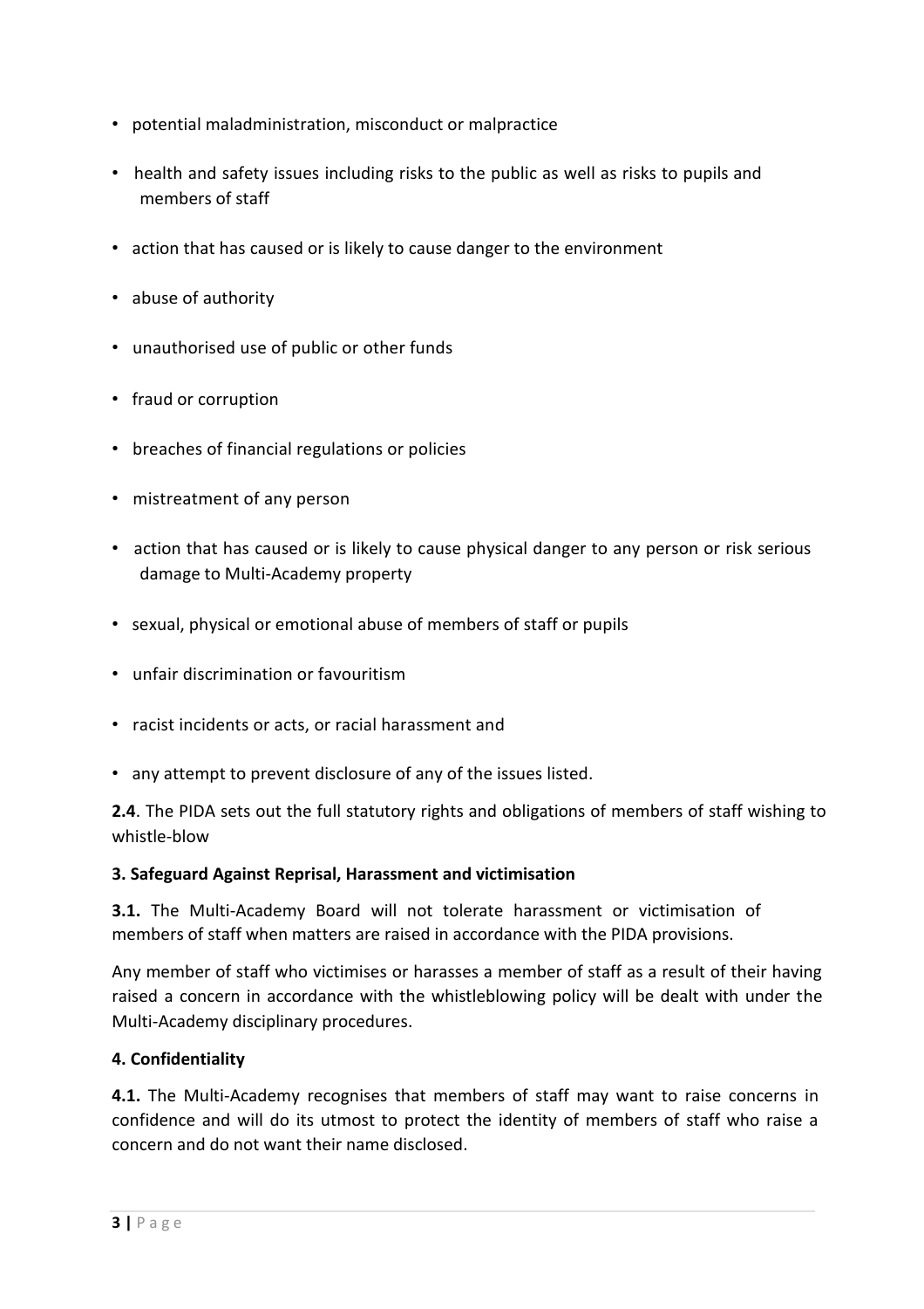- potential maladministration, misconduct or malpractice
- health and safety issues including risks to the public as well as risks to pupils and members of staff
- action that has caused or is likely to cause danger to the environment
- abuse of authority
- unauthorised use of public or other funds
- fraud or corruption
- breaches of financial regulations or policies
- mistreatment of any person
- action that has caused or is likely to cause physical danger to any person or risk serious damage to Multi-Academy property
- sexual, physical or emotional abuse of members of staff or pupils
- unfair discrimination or favouritism
- racist incidents or acts, or racial harassment and
- any attempt to prevent disclosure of any of the issues listed.

**2.4**. The PIDA sets out the full statutory rights and obligations of members of staff wishing to whistle-blow

### 3. Safeguard Against Reprisal, Harassment and victimisation

**3.1.** The Multi-Academy Board will not tolerate harassment or victimisation of members of staff when matters are raised in accordance with the PIDA provisions.

Any member of staff who victimises or harasses a member of staff as a result of their having raised a concern in accordance with the whistleblowing policy will be dealt with under the Multi-Academy disciplinary procedures.

### 4. Confidentiality

**4.1.** The Multi-Academy recognises that members of staff may want to raise concerns in confidence and will do its utmost to protect the identity of members of staff who raise a concern and do not want their name disclosed.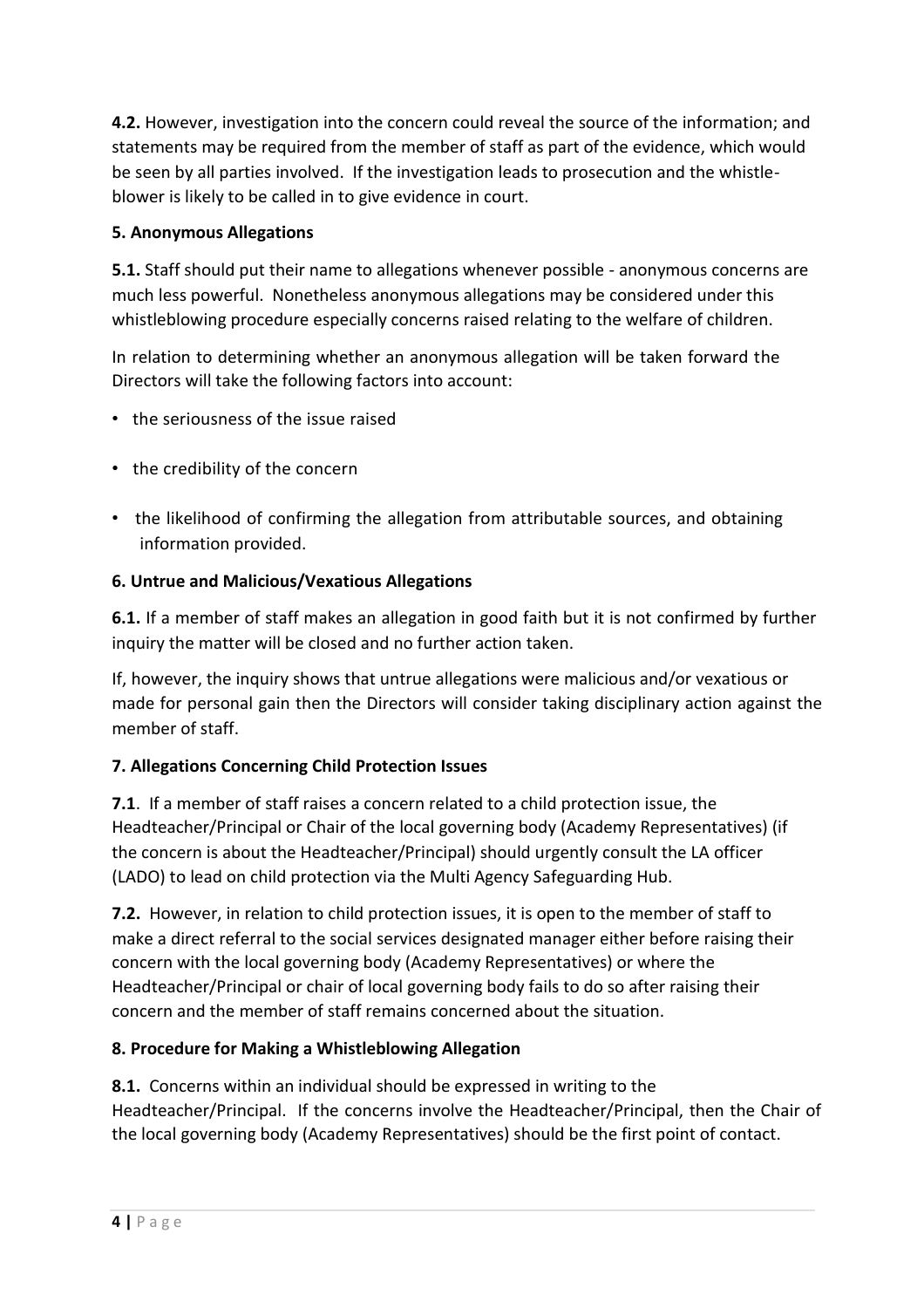**4.2.** However, investigation into the concern could reveal the source of the information; and statements may be required from the member of staff as part of the evidence, which would be seen by all parties involved. If the investigation leads to prosecution and the whistle-blower is likely to be called in to give evidence in court.

**5. Anonymous Allegations**

**5.1.** Staff should put their name to allegations whenever possible - anonymous concerns are much less powerful. Nonetheless anonymous allegations may be considered under this whistleblowing procedure especially concerns raised relating to the welfare of children.

In relation to determining whether an anonymous allegation will be taken forward the Directors will take the following factors into account:

- the seriousness of the issue raised
- the credibility of the concern
- the likelihood of confirming the allegation from attributable sources, and obtaining information provided.

**6. Untrue and Malicious/Vexatious Allegations**

**6.1.** If a member of staff makes an allegation in good faith but it is not confirmed by further inquiry the matter will be closed and no further action taken.

If, however, the inquiry shows that untrue allegations were malicious and/or vexatious or made for personal gain then the Directors will consider taking disciplinary action against the member of staff.

**7. Allegations Concerning Child Protection Issues**

**7.1**. If a member of staff raises a concern related to a child protection issue, the Headteacher/Principal or Chair of the local governing body (Academy Representatives) (if the concern is about the Headteacher/Principal) should urgently consult the LA officer (LADO) to lead on child protection via the Multi Agency Safeguarding Hub.

**7.2.** However, in relation to child protection issues, it is open to the member of staff to make a direct referral to the social services designated manager either before raising their concern with the local governing body (Academy Representatives) or where the Headteacher/Principal or chair of local governing body fails to do so after raising their concern and the member of staff remains concerned about the situation.

**8. Procedure for Making a Whistleblowing Allegation**

**8.1.** Concerns within an individual should be expressed in writing to the Headteacher/Principal. If the concerns involve the Headteacher/Principal, then the Chair of the local governing body (Academy Representatives) should be the first point of contact.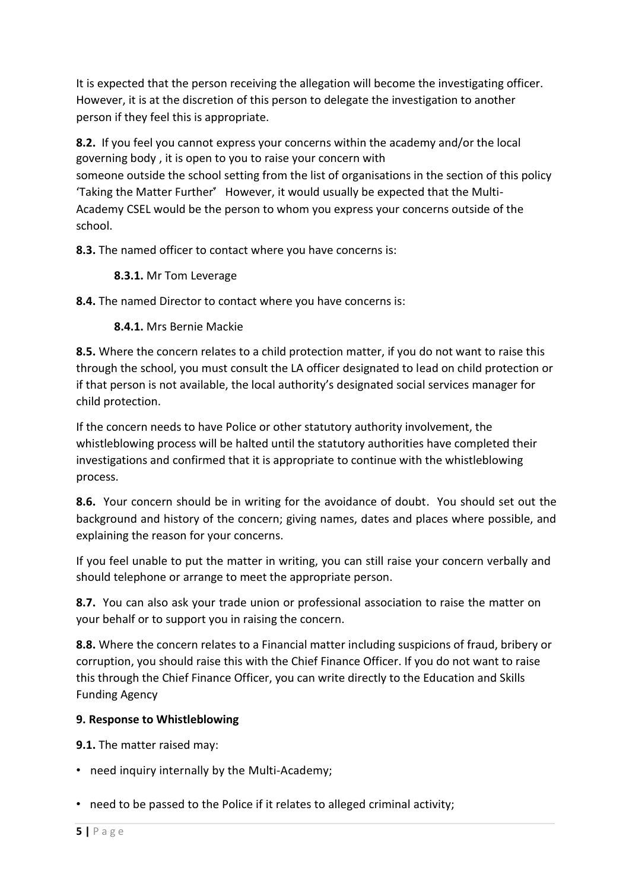It is expected that the person receiving the allegation will become the investigating officer. However, it is at the discretion of this person to delegate the investigation to another person if they feel this is appropriate.

**8.2.** If you feel you cannot express your concerns within the academy and/or the local governing body , it is open to you to raise your concern with someone outside the school setting from the list of organisations in the section of this policy 'Taking the Matter Further' However, it would usually be expected that the Multi-Academy CSEL would be the person to whom you express your concerns outside of the school.

**8.3.** The named officer to contact where you have concerns is:

**8.3.1.** Mr Tom Leverage

**8.4.** The named Director to contact where you have concerns is:

**8.4.1.** Mrs Bernie Mackie

**8.5.** Where the concern relates to a child protection matter, if you do not want to raise this through the school, you must consult the LA officer designated to lead on child protection or if that person is not available, the local authority's designated social services manager for child protection.

If the concern needs to have Police or other statutory authority involvement, the whistleblowing process will be halted until the statutory authorities have completed their investigations and confirmed that it is appropriate to continue with the whistleblowing process.

**8.6.** Your concern should be in writing for the avoidance of doubt. You should set out the background and history of the concern; giving names, dates and places where possible, and explaining the reason for your concerns.

If you feel unable to put the matter in writing, you can still raise your concern verbally and should telephone or arrange to meet the appropriate person.

**8.7.** You can also ask your trade union or professional association to raise the matter on your behalf or to support you in raising the concern.

**8.8.** Where the concern relates to a Financial matter including suspicions of fraud, bribery or corruption, you should raise this with the Chief Finance Officer. If you do not want to raise this through the Chief Finance Officer, you can write directly to the Education and Skills Funding Agency

**9. Response to Whistleblowing**

**9.1.** The matter raised may:

- need inquiry internally by the Multi-Academy;
- need to be passed to the Police if it relates to alleged criminal activity;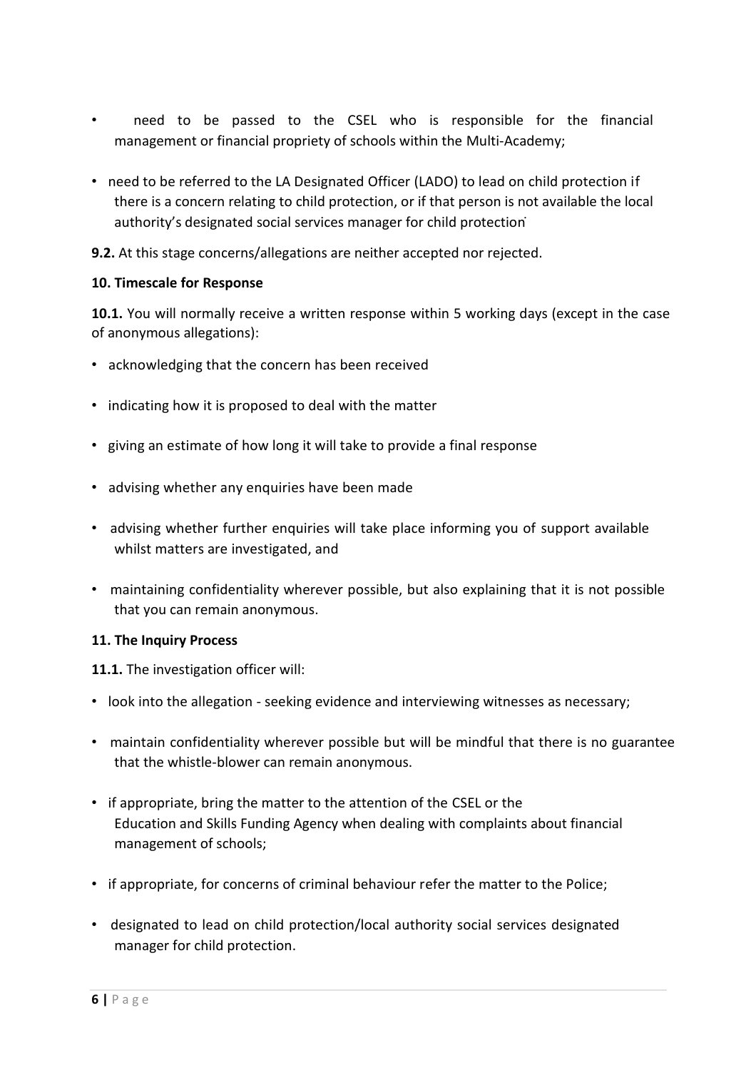- need to be passed to the CSEL who is responsible for the financial management or financial propriety of schools within the Multi-Academy;
- need to be referred to the LA Designated Officer (LADO) to lead on child protection if there is a concern relating to child protection, or if that person is not available the local authority's designated social services manager for child protection

**9.2.** At this stage concerns/allegations are neither accepted nor rejected.

**10. Timescale for Response**

**10.1.** You will normally receive a written response within 5 working days (except in the case of anonymous allegations):

- acknowledging that the concern has been received
- indicating how it is proposed to deal with the matter
- giving an estimate of how long it will take to provide a final response
- advising whether any enquiries have been made
- advising whether further enquiries will take place informing you of support available whilst matters are investigated, and
- maintaining confidentiality wherever possible, but also explaining that it is not possible that you can remain anonymous.

**11. The Inquiry Process**

**11.1.** The investigation officer will:

- look into the allegation - seeking evidence and interviewing witnesses as necessary;
- maintain confidentiality wherever possible but will be mindful that there is no guarantee that the whistle-blower can remain anonymous.
- if appropriate, bring the matter to the attention of the CSEL or the Education and Skills Funding Agency when dealing with complaints about financial management of schools;
- if appropriate, for concerns of criminal behaviour refer the matter to the Police;
- designated to lead on child protection/local authority social services designated manager for child protection.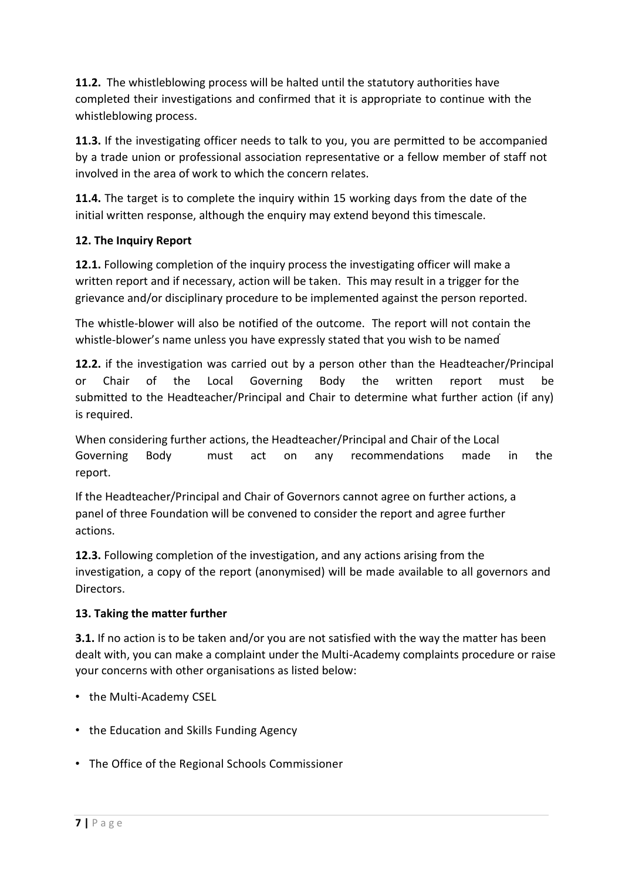**11.2.** The whistleblowing process will be halted until the statutory authorities have completed their investigations and confirmed that it is appropriate to continue with the whistleblowing process.

**11.3.** If the investigating officer needs to talk to you, you are permitted to be accompanied by a trade union or professional association representative or a fellow member of staff not involved in the area of work to which the concern relates.

**11.4.** The target is to complete the inquiry within 15 working days from the date of the initial written response, although the enquiry may extend beyond this timescale.

**12. The Inquiry Report**

**12.1.** Following completion of the inquiry process the investigating officer will make a written report and if necessary, action will be taken. This may result in a trigger for the grievance and/or disciplinary procedure to be implemented against the person reported.

The whistle-blower will also be notified of the outcome. The report will not contain the whistle-blower's name unless you have expressly stated that you wish to be named

**12.2.** if the investigation was carried out by a person other than the Headteacher/Principal or Chair of the Local Governing Body the written report must be submitted to the Headteacher/Principal and Chair to determine what further action (if any) is required.

When considering further actions, the Headteacher/Principal and Chair of the Local Governing Body must act on any recommendations made in the report.

If the Headteacher/Principal and Chair of Governors cannot agree on further actions, a panel of three Foundation will be convened to consider the report and agree further actions.

**12.3.** Following completion of the investigation, and any actions arising from the investigation, a copy of the report (anonymised) will be made available to all governors and Directors.

**13. Taking the matter further**

**3.1.** If no action is to be taken and/or you are not satisfied with the way the matter has been dealt with, you can make a complaint under the Multi-Academy complaints procedure or raise your concerns with other organisations as listed below:

- the Multi-Academy CSEL
- the Education and Skills Funding Agency
- The Office of the Regional Schools Commissioner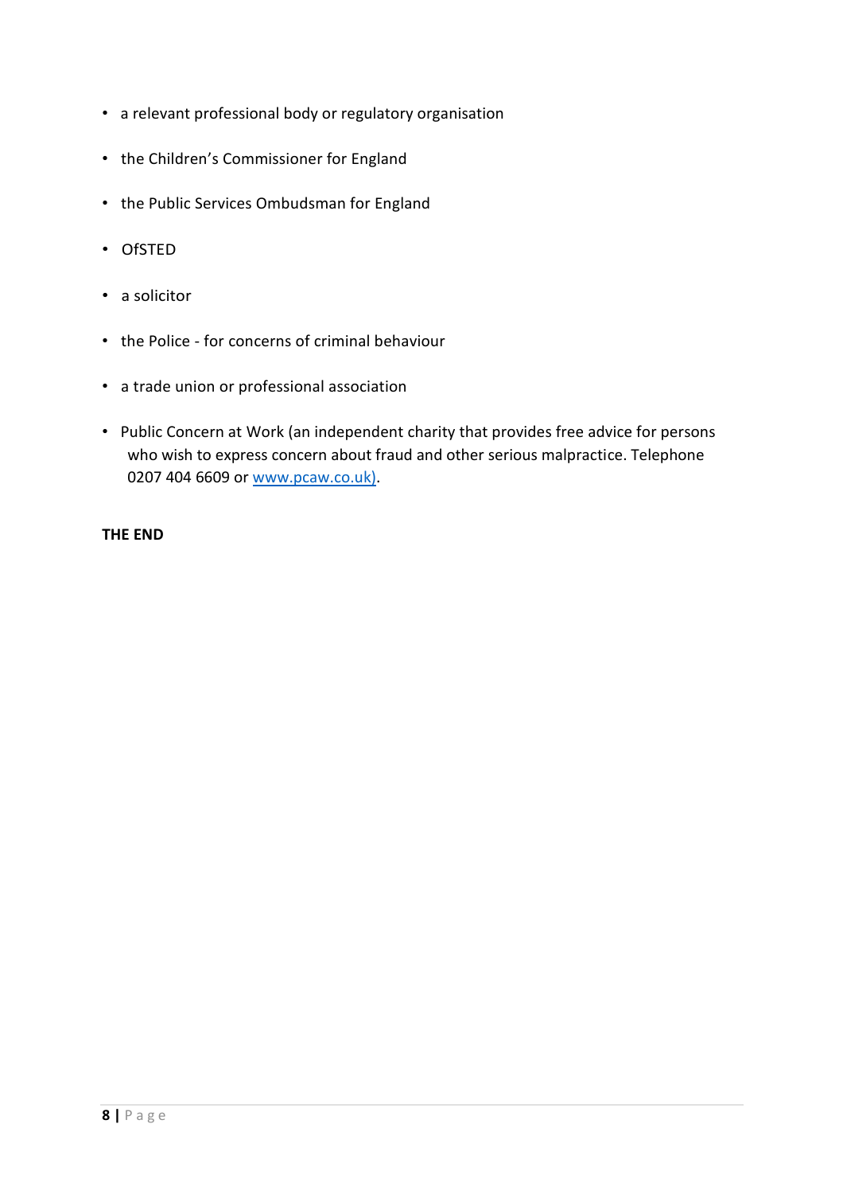- a relevant professional body or regulatory organisation
- the Children's Commissioner for England
- the Public Services Ombudsman for England
- OfSTED
- a solicitor
- the Police - for concerns of criminal behaviour
- a trade union or professional association
- Public Concern at Work (an independent charity that provides free advice for persons who wish to express concern about fraud and other serious malpractice. Telephone 0207 404 6609 or www.pcaw.co.uk).

**THE END**